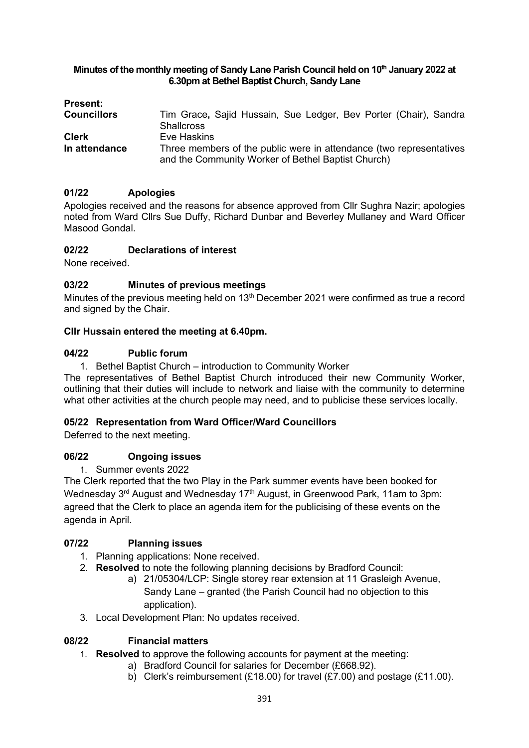**Minutes of the monthly meeting of Sandy Lane Parish Council held on 10th January 2022 at 6.30pm at Bethel Baptist Church, Sandy Lane**

| **Present:** | |
|---|---|
| **Councillors** | Tim Grace**,** Sajid Hussain, Sue Ledger, Bev Porter (Chair), Sandra Shallcross |
| **Clerk** | Eve Haskins |
| **In attendance** | Three members of the public were in attendance (two representatives and the Community Worker of Bethel Baptist Church) |

## 01/22 Apologies

Apologies received and the reasons for absence approved from Cllr Sughra Nazir; apologies noted from Ward Cllrs Sue Duffy, Richard Dunbar and Beverley Mullaney and Ward Officer Masood Gondal.

## 02/22 Declarations of interest

None received.

## 03/22 Minutes of previous meetings

Minutes of the previous meeting held on 13th December 2021 were confirmed as true a record and signed by the Chair.

**Cllr Hussain entered the meeting at 6.40pm.**

## 04/22 Public forum

1. Bethel Baptist Church – introduction to Community Worker

The representatives of Bethel Baptist Church introduced their new Community Worker, outlining that their duties will include to network and liaise with the community to determine what other activities at the church people may need, and to publicise these services locally.

## 05/22 Representation from Ward Officer/Ward Councillors

Deferred to the next meeting.

## 06/22 Ongoing issues

1. Summer events 2022

The Clerk reported that the two Play in the Park summer events have been booked for Wednesday 3rd August and Wednesday 17th August, in Greenwood Park, 11am to 3pm: agreed that the Clerk to place an agenda item for the publicising of these events on the agenda in April.

## 07/22 Planning issues

1. Planning applications: None received.
2. **Resolved** to note the following planning decisions by Bradford Council:
    a) 21/05304/LCP: Single storey rear extension at 11 Grasleigh Avenue, Sandy Lane – granted (the Parish Council had no objection to this application).
3. Local Development Plan: No updates received.

## 08/22 Financial matters

1. **Resolved** to approve the following accounts for payment at the meeting:
    a) Bradford Council for salaries for December (£668.92).
    b) Clerk's reimbursement (£18.00) for travel (£7.00) and postage (£11.00).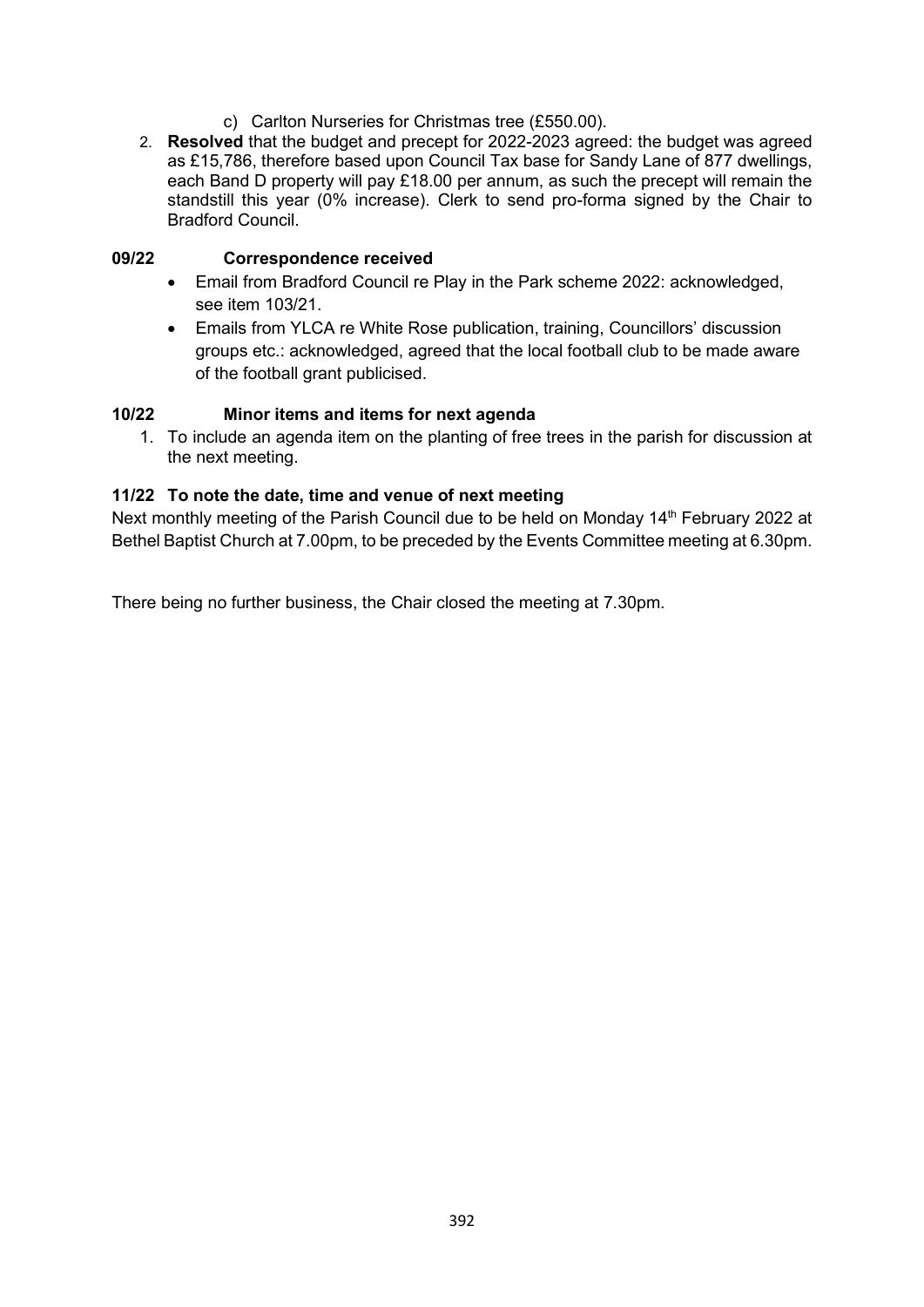c) Carlton Nurseries for Christmas tree (£550.00).

2. **Resolved** that the budget and precept for 2022-2023 agreed: the budget was agreed as £15,786, therefore based upon Council Tax base for Sandy Lane of 877 dwellings, each Band D property will pay £18.00 per annum, as such the precept will remain the standstill this year (0% increase). Clerk to send pro-forma signed by the Chair to Bradford Council.

**09/22 Correspondence received**

- Email from Bradford Council re Play in the Park scheme 2022: acknowledged, see item 103/21.
- Emails from YLCA re White Rose publication, training, Councillors' discussion groups etc.: acknowledged, agreed that the local football club to be made aware of the football grant publicised.

**10/22 Minor items and items for next agenda**

1. To include an agenda item on the planting of free trees in the parish for discussion at the next meeting.

**11/22 To note the date, time and venue of next meeting**

Next monthly meeting of the Parish Council due to be held on Monday 14th February 2022 at Bethel Baptist Church at 7.00pm, to be preceded by the Events Committee meeting at 6.30pm.

There being no further business, the Chair closed the meeting at 7.30pm.